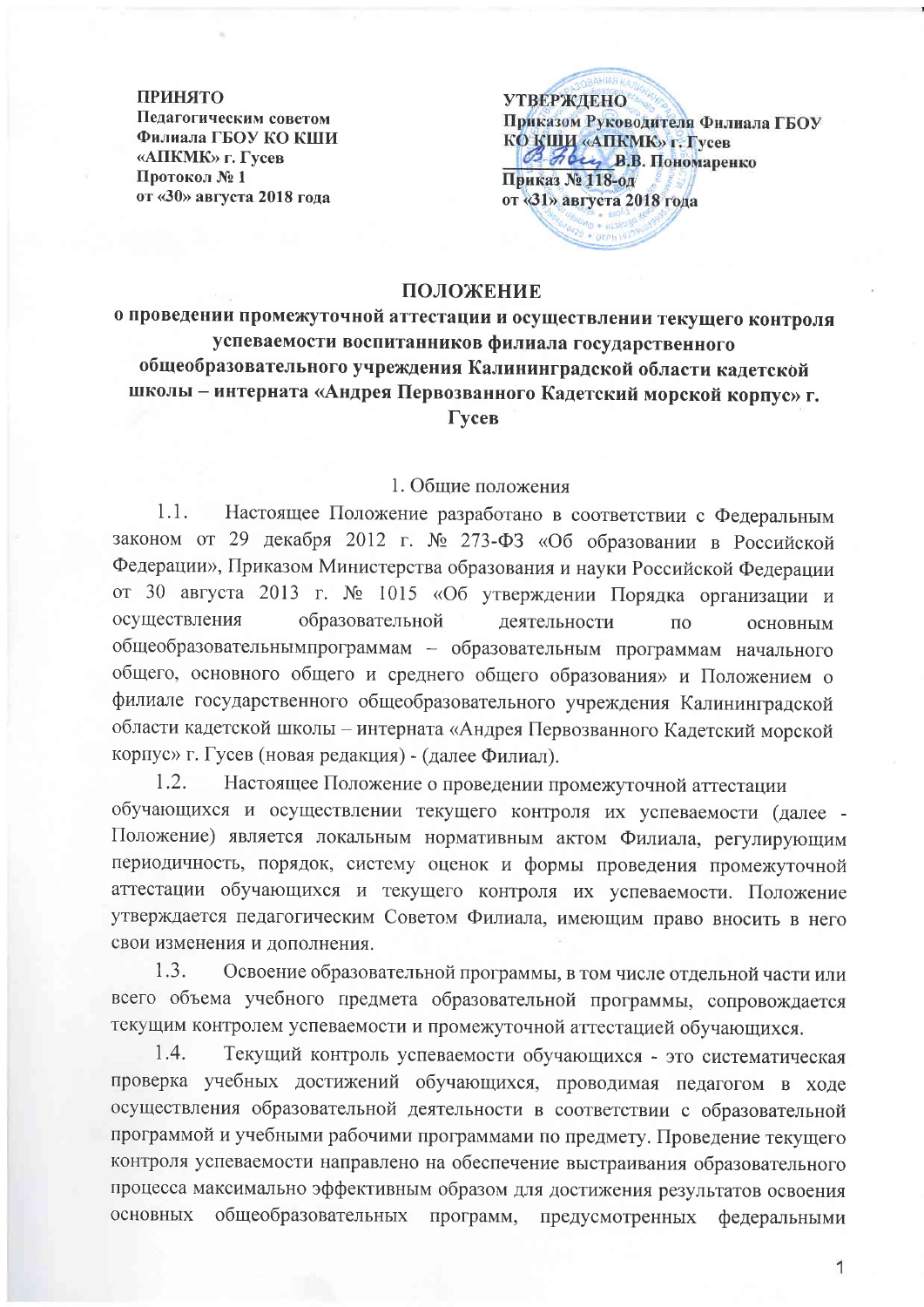**ПРИНЯТО**
**Педагогическим советом**
**Филиала ГБОУ КО КШИ**
**«АПКМК» г. Гусев**
**Протокол № 1**
**от «30» августа 2018 года**

**УТВЕРЖДЕНО**
**Приказом Руководителя Филиала ГБОУ**
**КО КШИ «АПКМК» г. Гусев**
**_________ В.В. Пономаренко**
**Приказ № 118-од**
**от «31» августа 2018 года**

# ПОЛОЖЕНИЕ
## о проведении промежуточной аттестации и осуществлении текущего контроля успеваемости воспитанников филиала государственного общеобразовательного учреждения Калининградской области кадетской школы – интерната «Андрея Первозванного Кадетский морской корпус» г. Гусев

1. Общие положения

1.1. Настоящее Положение разработано в соответствии с Федеральным законом от 29 декабря 2012 г. № 273-ФЗ «Об образовании в Российской Федерации», Приказом Министерства образования и науки Российской Федерации от 30 августа 2013 г. № 1015 «Об утверждении Порядка организации и осуществления образовательной деятельности по основным общеобразовательнымпрограммам – образовательным программам начального общего, основного общего и среднего общего образования» и Положением о филиале государственного общеобразовательного учреждения Калининградской области кадетской школы – интерната «Андрея Первозванного Кадетский морской корпус» г. Гусев (новая редакция) - (далее Филиал).

1.2. Настоящее Положение о проведении промежуточной аттестации обучающихся и осуществлении текущего контроля их успеваемости (далее - Положение) является локальным нормативным актом Филиала, регулирующим периодичность, порядок, систему оценок и формы проведения промежуточной аттестации обучающихся и текущего контроля их успеваемости. Положение утверждается педагогическим Советом Филиала, имеющим право вносить в него свои изменения и дополнения.

1.3. Освоение образовательной программы, в том числе отдельной части или всего объема учебного предмета образовательной программы, сопровождается текущим контролем успеваемости и промежуточной аттестацией обучающихся.

1.4. Текущий контроль успеваемости обучающихся - это систематическая проверка учебных достижений обучающихся, проводимая педагогом в ходе осуществления образовательной деятельности в соответствии с образовательной программой и учебными рабочими программами по предмету. Проведение текущего контроля успеваемости направлено на обеспечение выстраивания образовательного процесса максимально эффективным образом для достижения результатов освоения основных общеобразовательных программ, предусмотренных федеральными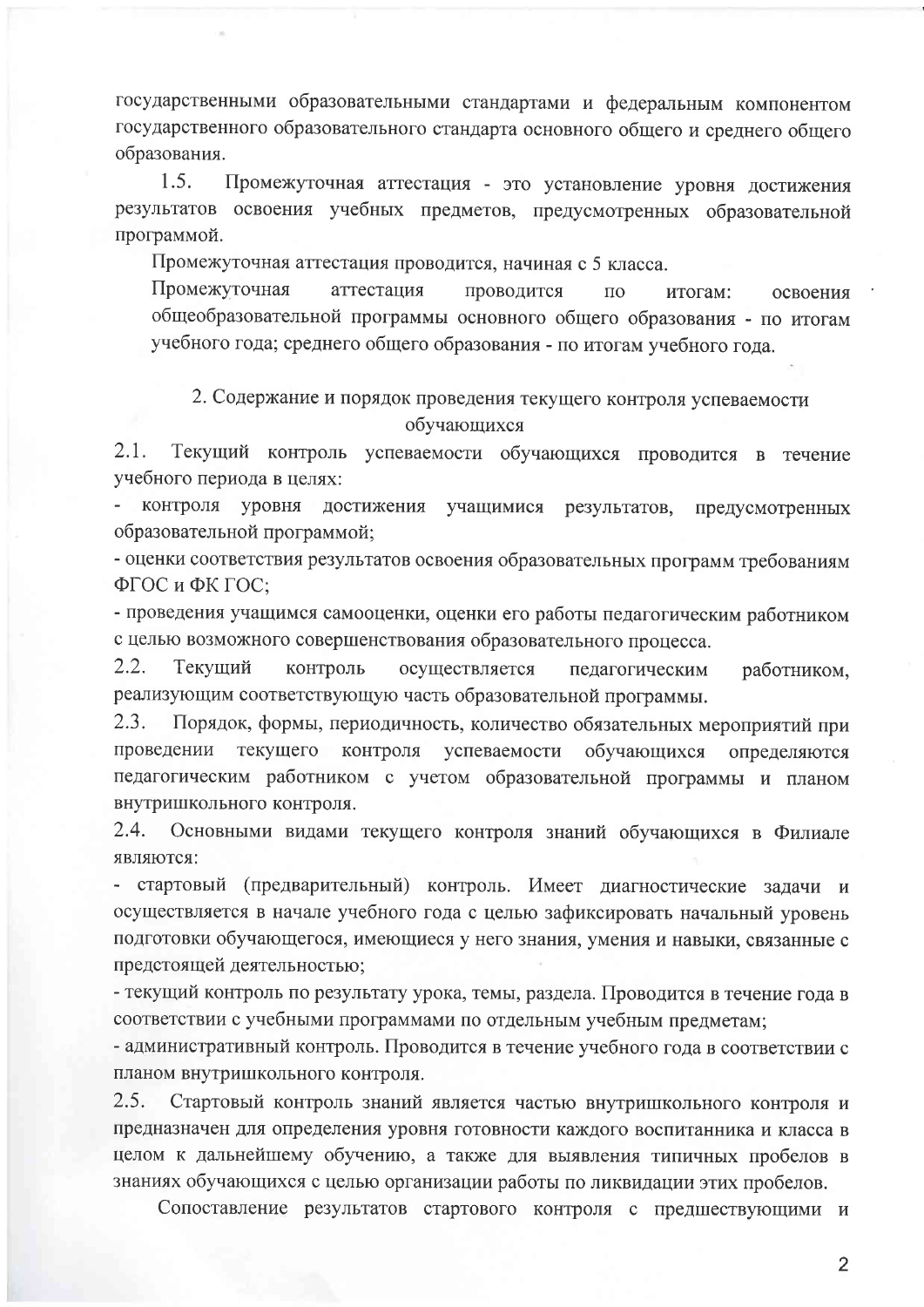государственными образовательными стандартами и федеральным компонентом государственного образовательного стандарта основного общего и среднего общего образования.

1.5. Промежуточная аттестация - это установление уровня достижения результатов освоения учебных предметов, предусмотренных образовательной программой.

Промежуточная аттестация проводится, начиная с 5 класса.

Промежуточная аттестация проводится по итогам: освоения общеобразовательной программы основного общего образования - по итогам учебного года; среднего общего образования - по итогам учебного года.

## 2. Содержание и порядок проведения текущего контроля успеваемости обучающихся

2.1. Текущий контроль успеваемости обучающихся проводится в течение учебного периода в целях:

- контроля уровня достижения учащимися результатов, предусмотренных образовательной программой;
- оценки соответствия результатов освоения образовательных программ требованиям ФГОС и ФК ГОС;
- проведения учащимся самооценки, оценки его работы педагогическим работником с целью возможного совершенствования образовательного процесса.

2.2. Текущий контроль осуществляется педагогическим работником, реализующим соответствующую часть образовательной программы.

2.3. Порядок, формы, периодичность, количество обязательных мероприятий при проведении текущего контроля успеваемости обучающихся определяются педагогическим работником с учетом образовательной программы и планом внутришкольного контроля.

2.4. Основными видами текущего контроля знаний обучающихся в Филиале являются:

- стартовый (предварительный) контроль. Имеет диагностические задачи и осуществляется в начале учебного года с целью зафиксировать начальный уровень подготовки обучающегося, имеющиеся у него знания, умения и навыки, связанные с предстоящей деятельностью;
- текущий контроль по результату урока, темы, раздела. Проводится в течение года в соответствии с учебными программами по отдельным учебным предметам;
- административный контроль. Проводится в течение учебного года в соответствии с планом внутришкольного контроля.

2.5. Стартовый контроль знаний является частью внутришкольного контроля и предназначен для определения уровня готовности каждого воспитанника и класса в целом к дальнейшему обучению, а также для выявления типичных пробелов в знаниях обучающихся с целью организации работы по ликвидации этих пробелов.

Сопоставление результатов стартового контроля с предшествующими и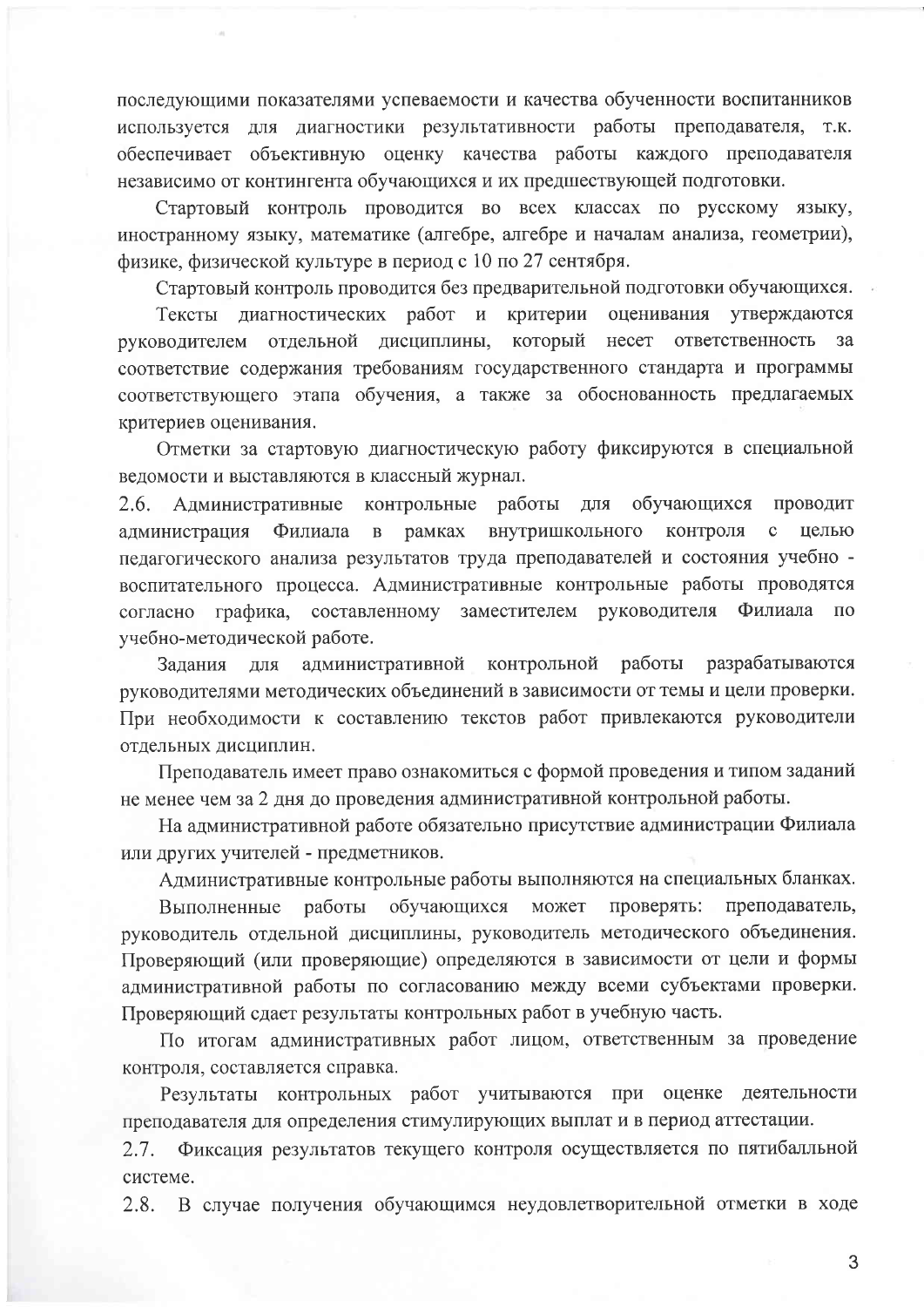последующими показателями успеваемости и качества обученности воспитанников используется для диагностики результативности работы преподавателя, т.к. обеспечивает объективную оценку качества работы каждого преподавателя независимо от контингента обучающихся и их предшествующей подготовки.

Стартовый контроль проводится во всех классах по русскому языку, иностранному языку, математике (алгебре, алгебре и началам анализа, геометрии), физике, физической культуре в период с 10 по 27 сентября.

Стартовый контроль проводится без предварительной подготовки обучающихся.

Тексты диагностических работ и критерии оценивания утверждаются руководителем отдельной дисциплины, который несет ответственность за соответствие содержания требованиям государственного стандарта и программы соответствующего этапа обучения, а также за обоснованность предлагаемых критериев оценивания.

Отметки за стартовую диагностическую работу фиксируются в специальной ведомости и выставляются в классный журнал.

2.6. Административные контрольные работы для обучающихся проводит администрация Филиала в рамках внутришкольного контроля с целью педагогического анализа результатов труда преподавателей и состояния учебно - воспитательного процесса. Административные контрольные работы проводятся согласно графика, составленному заместителем руководителя Филиала по учебно-методической работе.

Задания для административной контрольной работы разрабатываются руководителями методических объединений в зависимости от темы и цели проверки. При необходимости к составлению текстов работ привлекаются руководители отдельных дисциплин.

Преподаватель имеет право ознакомиться с формой проведения и типом заданий не менее чем за 2 дня до проведения административной контрольной работы.

На административной работе обязательно присутствие администрации Филиала или других учителей - предметников.

Административные контрольные работы выполняются на специальных бланках.

Выполненные работы обучающихся может проверять: преподаватель, руководитель отдельной дисциплины, руководитель методического объединения. Проверяющий (или проверяющие) определяются в зависимости от цели и формы административной работы по согласованию между всеми субъектами проверки. Проверяющий сдает результаты контрольных работ в учебную часть.

По итогам административных работ лицом, ответственным за проведение контроля, составляется справка.

Результаты контрольных работ учитываются при оценке деятельности преподавателя для определения стимулирующих выплат и в период аттестации.

2.7. Фиксация результатов текущего контроля осуществляется по пятибалльной системе.

2.8. В случае получения обучающимся неудовлетворительной отметки в ходе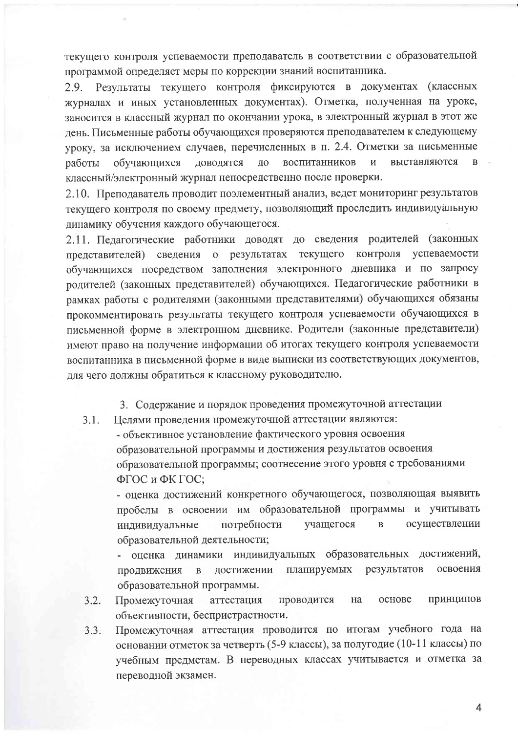текущего контроля успеваемости преподаватель в соответствии с образовательной программой определяет меры по коррекции знаний воспитанника.

2.9. Результаты текущего контроля фиксируются в документах (классных журналах и иных установленных документах). Отметка, полученная на уроке, заносится в классный журнал по окончании урока, в электронный журнал в этот же день. Письменные работы обучающихся проверяются преподавателем к следующему уроку, за исключением случаев, перечисленных в п. 2.4. Отметки за письменные работы обучающихся доводятся до воспитанников и выставляются в классный/электронный журнал непосредственно после проверки.

2.10. Преподаватель проводит поэлементный анализ, ведет мониторинг результатов текущего контроля по своему предмету, позволяющий проследить индивидуальную динамику обучения каждого обучающегося.

2.11. Педагогические работники доводят до сведения родителей (законных представителей) сведения о результатах текущего контроля успеваемости обучающихся посредством заполнения электронного дневника и по запросу родителей (законных представителей) обучающихся. Педагогические работники в рамках работы с родителями (законными представителями) обучающихся обязаны прокомментировать результаты текущего контроля успеваемости обучающихся в письменной форме в электронном дневнике. Родители (законные представители) имеют право на получение информации об итогах текущего контроля успеваемости воспитанника в письменной форме в виде выписки из соответствующих документов, для чего должны обратиться к классному руководителю.

## 3. Содержание и порядок проведения промежуточной аттестации

3.1. Целями проведения промежуточной аттестации являются:

- объективное установление фактического уровня освоения образовательной программы и достижения результатов освоения образовательной программы; соотнесение этого уровня с требованиями ФГОС и ФК ГОС;
- оценка достижений конкретного обучающегося, позволяющая выявить пробелы в освоении им образовательной программы и учитывать индивидуальные потребности учащегося в осуществлении образовательной деятельности;
- оценка динамики индивидуальных образовательных достижений, продвижения в достижении планируемых результатов освоения образовательной программы.

3.2. Промежуточная аттестация проводится на основе принципов объективности, беспристрастности.

3.3. Промежуточная аттестация проводится по итогам учебного года на основании отметок за четверть (5-9 классы), за полугодие (10-11 классы) по учебным предметам. В переводных классах учитывается и отметка за переводной экзамен.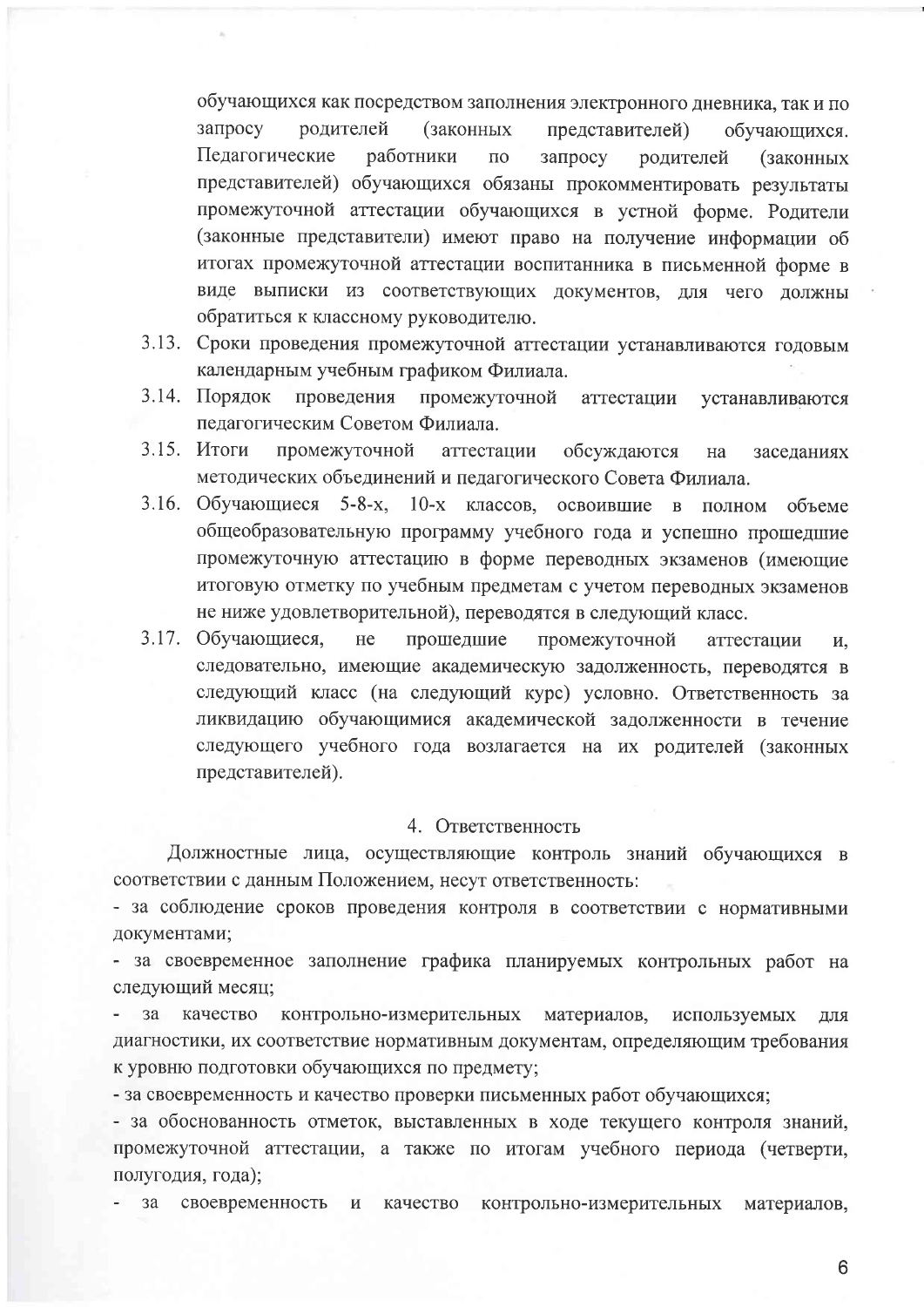обучающихся как посредством заполнения электронного дневника, так и по запросу родителей (законных представителей) обучающихся. Педагогические работники по запросу родителей (законных представителей) обучающихся обязаны прокомментировать результаты промежуточной аттестации обучающихся в устной форме. Родители (законные представители) имеют право на получение информации об итогах промежуточной аттестации воспитанника в письменной форме в виде выписки из соответствующих документов, для чего должны обратиться к классному руководителю.

3.13. Сроки проведения промежуточной аттестации устанавливаются годовым календарным учебным графиком Филиала.

3.14. Порядок проведения промежуточной аттестации устанавливаются педагогическим Советом Филиала.

3.15. Итоги промежуточной аттестации обсуждаются на заседаниях методических объединений и педагогического Совета Филиала.

3.16. Обучающиеся 5-8-х, 10-х классов, освоившие в полном объеме общеобразовательную программу учебного года и успешно прошедшие промежуточную аттестацию в форме переводных экзаменов (имеющие итоговую отметку по учебным предметам с учетом переводных экзаменов не ниже удовлетворительной), переводятся в следующий класс.

3.17. Обучающиеся, не прошедшие промежуточной аттестации и, следовательно, имеющие академическую задолженность, переводятся в следующий класс (на следующий курс) условно. Ответственность за ликвидацию обучающимися академической задолженности в течение следующего учебного года возлагается на их родителей (законных представителей).

## 4. Ответственность

Должностные лица, осуществляющие контроль знаний обучающихся в соответствии с данным Положением, несут ответственность:

- за соблюдение сроков проведения контроля в соответствии с нормативными документами;
- за своевременное заполнение графика планируемых контрольных работ на следующий месяц;
- за качество контрольно-измерительных материалов, используемых для диагностики, их соответствие нормативным документам, определяющим требования к уровню подготовки обучающихся по предмету;
- за своевременность и качество проверки письменных работ обучающихся;
- за обоснованность отметок, выставленных в ходе текущего контроля знаний, промежуточной аттестации, а также по итогам учебного периода (четверти, полугодия, года);
- за своевременность и качество контрольно-измерительных материалов,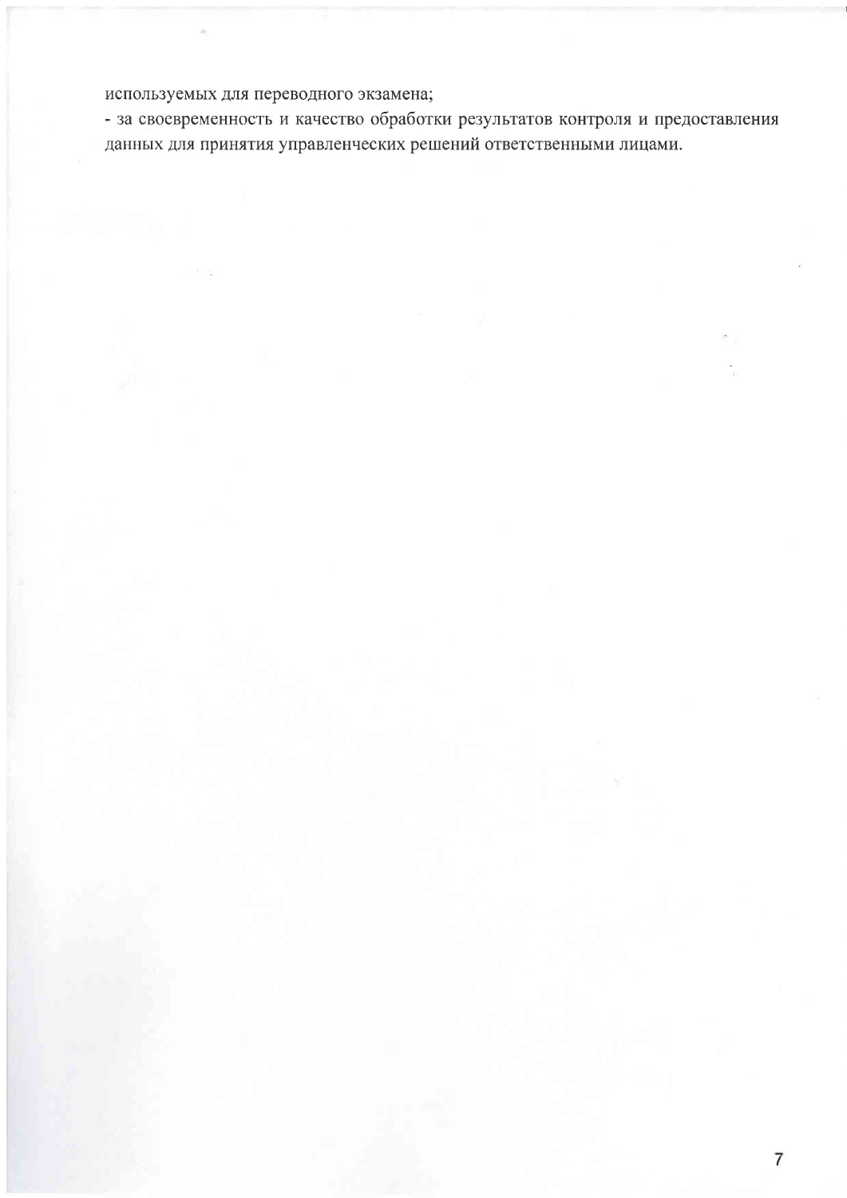используемых для переводного экзамена;

- за своевременность и качество обработки результатов контроля и предоставления данных для принятия управленческих решений ответственными лицами.